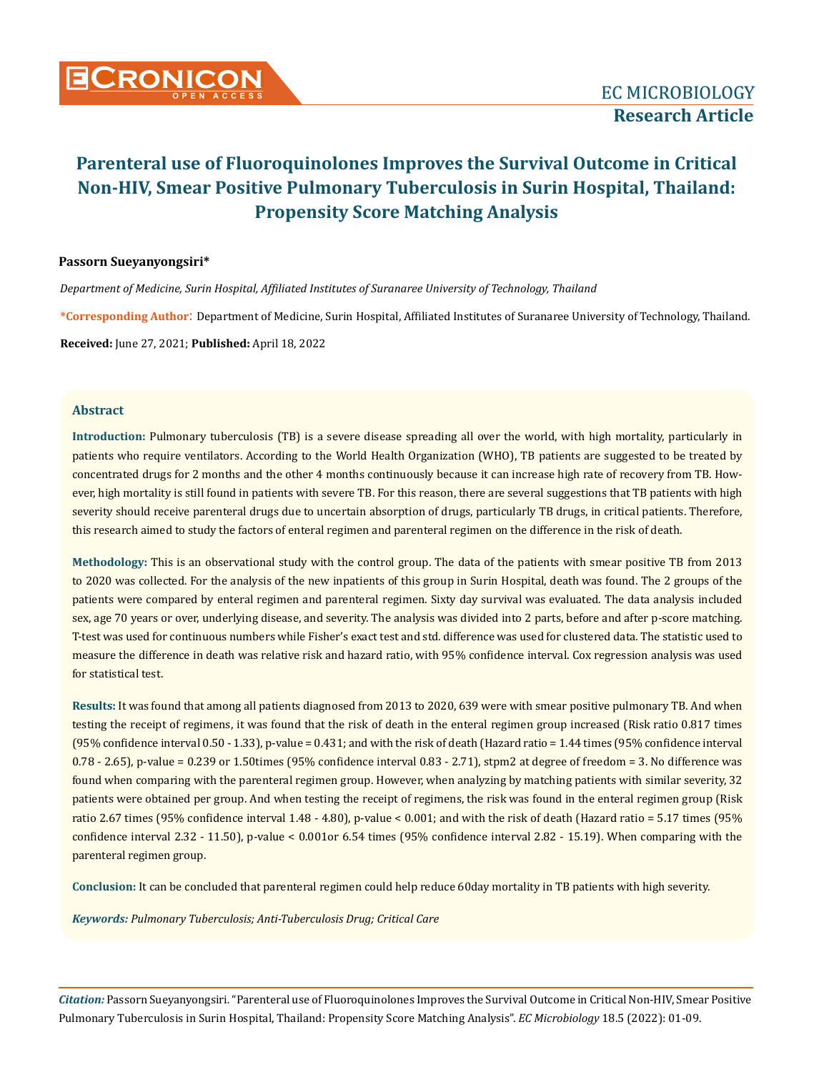EC MICROBIOLOGY

**Research Article**

# Parenteral use of Fluoroquinolones Improves the Survival Outcome in Critical Non-HIV, Smear Positive Pulmonary Tuberculosis in Surin Hospital, Thailand: Propensity Score Matching Analysis

**Passorn Sueyanyongsiri***

*Department of Medicine, Surin Hospital, Affiliated Institutes of Suranaree University of Technology, Thailand*

**\*Corresponding Author:** Department of Medicine, Surin Hospital, Affiliated Institutes of Suranaree University of Technology, Thailand.

**Received:** June 27, 2021; **Published:** April 18, 2022

## Abstract

**Introduction:** Pulmonary tuberculosis (TB) is a severe disease spreading all over the world, with high mortality, particularly in patients who require ventilators. According to the World Health Organization (WHO), TB patients are suggested to be treated by concentrated drugs for 2 months and the other 4 months continuously because it can increase high rate of recovery from TB. However, high mortality is still found in patients with severe TB. For this reason, there are several suggestions that TB patients with high severity should receive parenteral drugs due to uncertain absorption of drugs, particularly TB drugs, in critical patients. Therefore, this research aimed to study the factors of enteral regimen and parenteral regimen on the difference in the risk of death.

**Methodology:** This is an observational study with the control group. The data of the patients with smear positive TB from 2013 to 2020 was collected. For the analysis of the new inpatients of this group in Surin Hospital, death was found. The 2 groups of the patients were compared by enteral regimen and parenteral regimen. Sixty day survival was evaluated. The data analysis included sex, age 70 years or over, underlying disease, and severity. The analysis was divided into 2 parts, before and after p-score matching. T-test was used for continuous numbers while Fisher's exact test and std. difference was used for clustered data. The statistic used to measure the difference in death was relative risk and hazard ratio, with 95% confidence interval. Cox regression analysis was used for statistical test.

**Results:** It was found that among all patients diagnosed from 2013 to 2020, 639 were with smear positive pulmonary TB. And when testing the receipt of regimens, it was found that the risk of death in the enteral regimen group increased (Risk ratio 0.817 times (95% confidence interval 0.50 - 1.33), p-value = 0.431; and with the risk of death (Hazard ratio = 1.44 times (95% confidence interval 0.78 - 2.65), p-value = 0.239 or 1.50times (95% confidence interval 0.83 - 2.71), stpm2 at degree of freedom = 3. No difference was found when comparing with the parenteral regimen group. However, when analyzing by matching patients with similar severity, 32 patients were obtained per group. And when testing the receipt of regimens, the risk was found in the enteral regimen group (Risk ratio 2.67 times (95% confidence interval 1.48 - 4.80), p-value < 0.001; and with the risk of death (Hazard ratio = 5.17 times (95% confidence interval 2.32 - 11.50), p-value < 0.001or 6.54 times (95% confidence interval 2.82 - 15.19). When comparing with the parenteral regimen group.

**Conclusion:** It can be concluded that parenteral regimen could help reduce 60day mortality in TB patients with high severity.

***Keywords:*** *Pulmonary Tuberculosis; Anti-Tuberculosis Drug; Critical Care*

***Citation:*** Passorn Sueyanyongsiri. "Parenteral use of Fluoroquinolones Improves the Survival Outcome in Critical Non-HIV, Smear Positive Pulmonary Tuberculosis in Surin Hospital, Thailand: Propensity Score Matching Analysis". *EC Microbiology* 18.5 (2022): 01-09.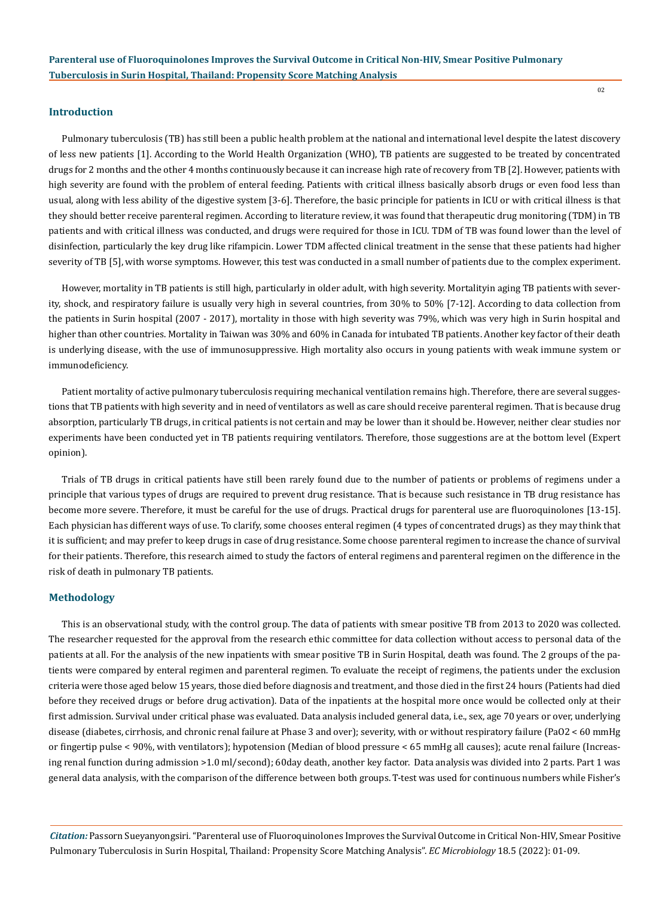## Introduction

Pulmonary tuberculosis (TB) has still been a public health problem at the national and international level despite the latest discovery of less new patients [1]. According to the World Health Organization (WHO), TB patients are suggested to be treated by concentrated drugs for 2 months and the other 4 months continuously because it can increase high rate of recovery from TB [2]. However, patients with high severity are found with the problem of enteral feeding. Patients with critical illness basically absorb drugs or even food less than usual, along with less ability of the digestive system [3-6]. Therefore, the basic principle for patients in ICU or with critical illness is that they should better receive parenteral regimen. According to literature review, it was found that therapeutic drug monitoring (TDM) in TB patients and with critical illness was conducted, and drugs were required for those in ICU. TDM of TB was found lower than the level of disinfection, particularly the key drug like rifampicin. Lower TDM affected clinical treatment in the sense that these patients had higher severity of TB [5], with worse symptoms. However, this test was conducted in a small number of patients due to the complex experiment.

However, mortality in TB patients is still high, particularly in older adult, with high severity. Mortalityin aging TB patients with severity, shock, and respiratory failure is usually very high in several countries, from 30% to 50% [7-12]. According to data collection from the patients in Surin hospital (2007 - 2017), mortality in those with high severity was 79%, which was very high in Surin hospital and higher than other countries. Mortality in Taiwan was 30% and 60% in Canada for intubated TB patients. Another key factor of their death is underlying disease, with the use of immunosuppressive. High mortality also occurs in young patients with weak immune system or immunodeficiency.

Patient mortality of active pulmonary tuberculosis requiring mechanical ventilation remains high. Therefore, there are several suggestions that TB patients with high severity and in need of ventilators as well as care should receive parenteral regimen. That is because drug absorption, particularly TB drugs, in critical patients is not certain and may be lower than it should be. However, neither clear studies nor experiments have been conducted yet in TB patients requiring ventilators. Therefore, those suggestions are at the bottom level (Expert opinion).

Trials of TB drugs in critical patients have still been rarely found due to the number of patients or problems of regimens under a principle that various types of drugs are required to prevent drug resistance. That is because such resistance in TB drug resistance has become more severe. Therefore, it must be careful for the use of drugs. Practical drugs for parenteral use are fluoroquinolones [13-15]. Each physician has different ways of use. To clarify, some chooses enteral regimen (4 types of concentrated drugs) as they may think that it is sufficient; and may prefer to keep drugs in case of drug resistance. Some choose parenteral regimen to increase the chance of survival for their patients. Therefore, this research aimed to study the factors of enteral regimens and parenteral regimen on the difference in the risk of death in pulmonary TB patients.

## Methodology

This is an observational study, with the control group. The data of patients with smear positive TB from 2013 to 2020 was collected. The researcher requested for the approval from the research ethic committee for data collection without access to personal data of the patients at all. For the analysis of the new inpatients with smear positive TB in Surin Hospital, death was found. The 2 groups of the patients were compared by enteral regimen and parenteral regimen. To evaluate the receipt of regimens, the patients under the exclusion criteria were those aged below 15 years, those died before diagnosis and treatment, and those died in the first 24 hours (Patients had died before they received drugs or before drug activation). Data of the inpatients at the hospital more once would be collected only at their first admission. Survival under critical phase was evaluated. Data analysis included general data, i.e., sex, age 70 years or over, underlying disease (diabetes, cirrhosis, and chronic renal failure at Phase 3 and over); severity, with or without respiratory failure ($PaO_2$ < 60 mmHg or fingertip pulse < 90%, with ventilators); hypotension (Median of blood pressure < 65 mmHg all causes); acute renal failure (Increasing renal function during admission >1.0 ml/second); 60day death, another key factor. Data analysis was divided into 2 parts. Part 1 was general data analysis, with the comparison of the difference between both groups. T-test was used for continuous numbers while Fisher's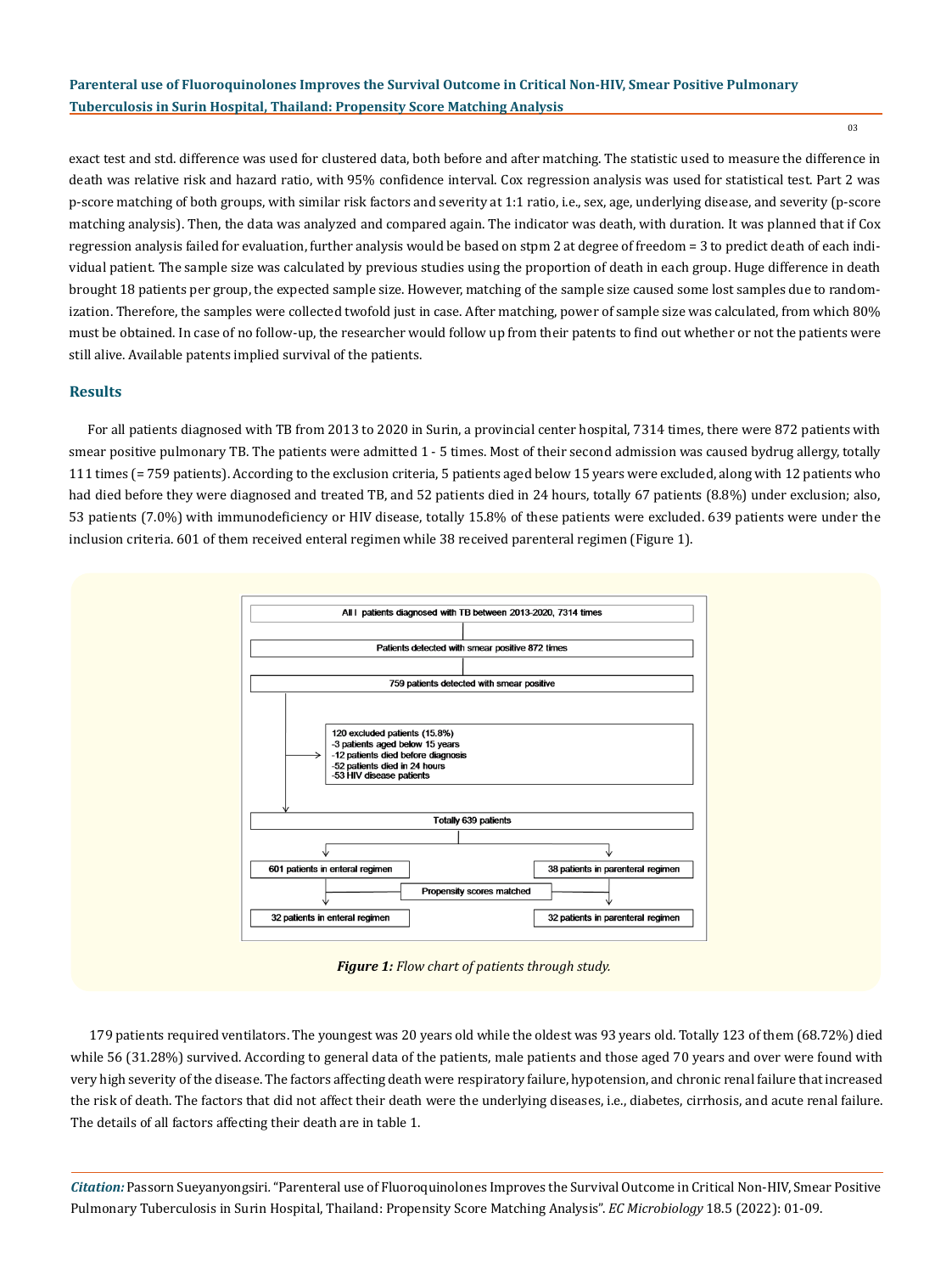exact test and std. difference was used for clustered data, both before and after matching. The statistic used to measure the difference in death was relative risk and hazard ratio, with 95% confidence interval. Cox regression analysis was used for statistical test. Part 2 was p-score matching of both groups, with similar risk factors and severity at 1:1 ratio, i.e., sex, age, underlying disease, and severity (p-score matching analysis). Then, the data was analyzed and compared again. The indicator was death, with duration. It was planned that if Cox regression analysis failed for evaluation, further analysis would be based on stpm 2 at degree of freedom = 3 to predict death of each individual patient. The sample size was calculated by previous studies using the proportion of death in each group. Huge difference in death brought 18 patients per group, the expected sample size. However, matching of the sample size caused some lost samples due to randomization. Therefore, the samples were collected twofold just in case. After matching, power of sample size was calculated, from which 80% must be obtained. In case of no follow-up, the researcher would follow up from their patents to find out whether or not the patients were still alive. Available patents implied survival of the patients.

## Results

For all patients diagnosed with TB from 2013 to 2020 in Surin, a provincial center hospital, 7314 times, there were 872 patients with smear positive pulmonary TB. The patients were admitted 1 - 5 times. Most of their second admission was caused bydrug allergy, totally 111 times (= 759 patients). According to the exclusion criteria, 5 patients aged below 15 years were excluded, along with 12 patients who had died before they were diagnosed and treated TB, and 52 patients died in 24 hours, totally 67 patients (8.8%) under exclusion; also, 53 patients (7.0%) with immunodeficiency or HIV disease, totally 15.8% of these patients were excluded. 639 patients were under the inclusion criteria. 601 of them received enteral regimen while 38 received parenteral regimen (Figure 1).

All I patients diagnosed with TB between 2013-2020, 7314 times

Patients detected with smear positive 872 times

759 patients detected with smear positive

120 excluded patients (15.8%)
- 3 patients aged below 15 years
- 12 patients died before diagnosis
- 52 patients died in 24 hours
- 53 HIV disease patients

Totally 639 patients

601 patients in enteral regimen | 38 patients in parenteral regimen

Propensity scores matched

32 patients in enteral regimen | 32 patients in parenteral regimen

***Figure 1:*** *Flow chart of patients through study.*

179 patients required ventilators. The youngest was 20 years old while the oldest was 93 years old. Totally 123 of them (68.72%) died while 56 (31.28%) survived. According to general data of the patients, male patients and those aged 70 years and over were found with very high severity of the disease. The factors affecting death were respiratory failure, hypotension, and chronic renal failure that increased the risk of death. The factors that did not affect their death were the underlying diseases, i.e., diabetes, cirrhosis, and acute renal failure. The details of all factors affecting their death are in table 1.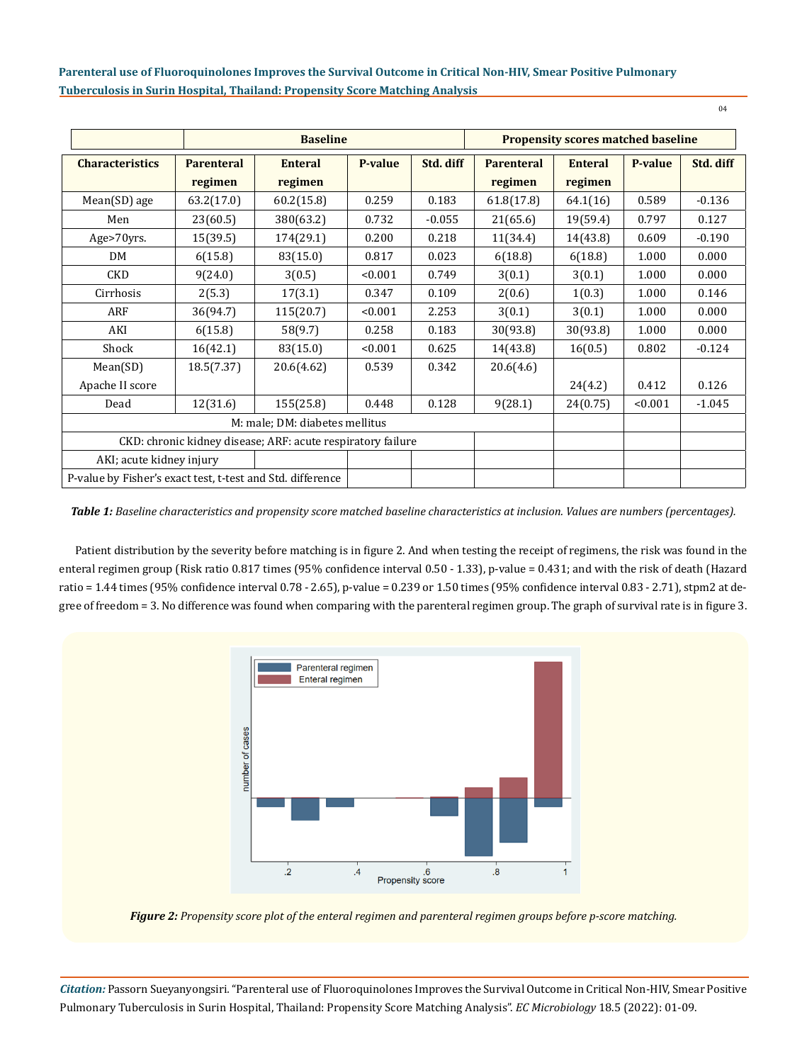| | Baseline | | | | Propensity scores matched baseline | | | |
|---|---|---|---|---|---|---|---|---|
| Characteristics | Parenteral regimen | Enteral regimen | P-value | Std. diff | Parenteral regimen | Enteral regimen | P-value | Std. diff |
| Mean(SD) age | 63.2(17.0) | 60.2(15.8) | 0.259 | 0.183 | 61.8(17.8) | 64.1(16) | 0.589 | -0.136 |
| Men | 23(60.5) | 380(63.2) | 0.732 | -0.055 | 21(65.6) | 19(59.4) | 0.797 | 0.127 |
| Age>70yrs. | 15(39.5) | 174(29.1) | 0.200 | 0.218 | 11(34.4) | 14(43.8) | 0.609 | -0.190 |
| DM | 6(15.8) | 83(15.0) | 0.817 | 0.023 | 6(18.8) | 6(18.8) | 1.000 | 0.000 |
| CKD | 9(24.0) | 3(0.5) | <0.001 | 0.749 | 3(0.1) | 3(0.1) | 1.000 | 0.000 |
| Cirrhosis | 2(5.3) | 17(3.1) | 0.347 | 0.109 | 2(0.6) | 1(0.3) | 1.000 | 0.146 |
| ARF | 36(94.7) | 115(20.7) | <0.001 | 2.253 | 3(0.1) | 3(0.1) | 1.000 | 0.000 |
| AKI | 6(15.8) | 58(9.7) | 0.258 | 0.183 | 30(93.8) | 30(93.8) | 1.000 | 0.000 |
| Shock | 16(42.1) | 83(15.0) | <0.001 | 0.625 | 14(43.8) | 16(0.5) | 0.802 | -0.124 |
| Mean(SD) Apache II score | 18.5(7.37) | 20.6(4.62) | 0.539 | 0.342 | 20.6(4.6) | 24(4.2) | 0.412 | 0.126 |
| Dead | 12(31.6) | 155(25.8) | 0.448 | 0.128 | 9(28.1) | 24(0.75) | <0.001 | -1.045 |
| M: male; DM: diabetes mellitus | | | | | | | | |
| CKD: chronic kidney disease; ARF: acute respiratory failure | | | | | | | | |
| AKI; acute kidney injury | | | | | | | | |
| P-value by Fisher's exact test, t-test and Std. difference | | | | | | | | |

***Table 1:*** *Baseline characteristics and propensity score matched baseline characteristics at inclusion. Values are numbers (percentages).*

Patient distribution by the severity before matching is in figure 2. And when testing the receipt of regimens, the risk was found in the enteral regimen group (Risk ratio 0.817 times (95% confidence interval 0.50 - 1.33), p-value = 0.431; and with the risk of death (Hazard ratio = 1.44 times (95% confidence interval 0.78 - 2.65), p-value = 0.239 or 1.50 times (95% confidence interval 0.83 - 2.71), stpm2 at degree of freedom = 3. No difference was found when comparing with the parenteral regimen group. The graph of survival rate is in figure 3.

***Figure 2:*** *Propensity score plot of the enteral regimen and parenteral regimen groups before p-score matching.*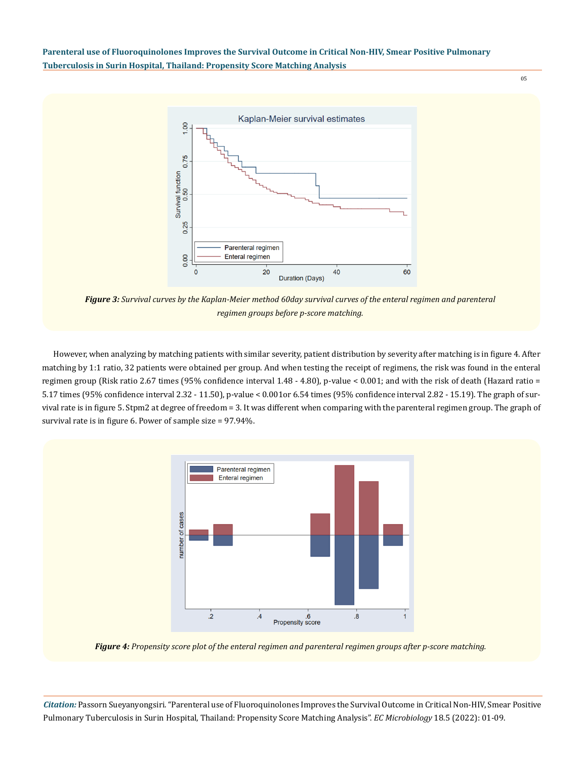*Figure 3: Survival curves by the Kaplan-Meier method 60day survival curves of the enteral regimen and parenteral regimen groups before p-score matching.*

However, when analyzing by matching patients with similar severity, patient distribution by severity after matching is in figure 4. After matching by 1:1 ratio, 32 patients were obtained per group. And when testing the receipt of regimens, the risk was found in the enteral regimen group (Risk ratio 2.67 times (95% confidence interval 1.48 - 4.80), p-value < 0.001; and with the risk of death (Hazard ratio = 5.17 times (95% confidence interval 2.32 - 11.50), p-value < 0.001or 6.54 times (95% confidence interval 2.82 - 15.19). The graph of survival rate is in figure 5. Stpm2 at degree of freedom = 3. It was different when comparing with the parenteral regimen group. The graph of survival rate is in figure 6. Power of sample size = 97.94%.

*Figure 4: Propensity score plot of the enteral regimen and parenteral regimen groups after p-score matching.*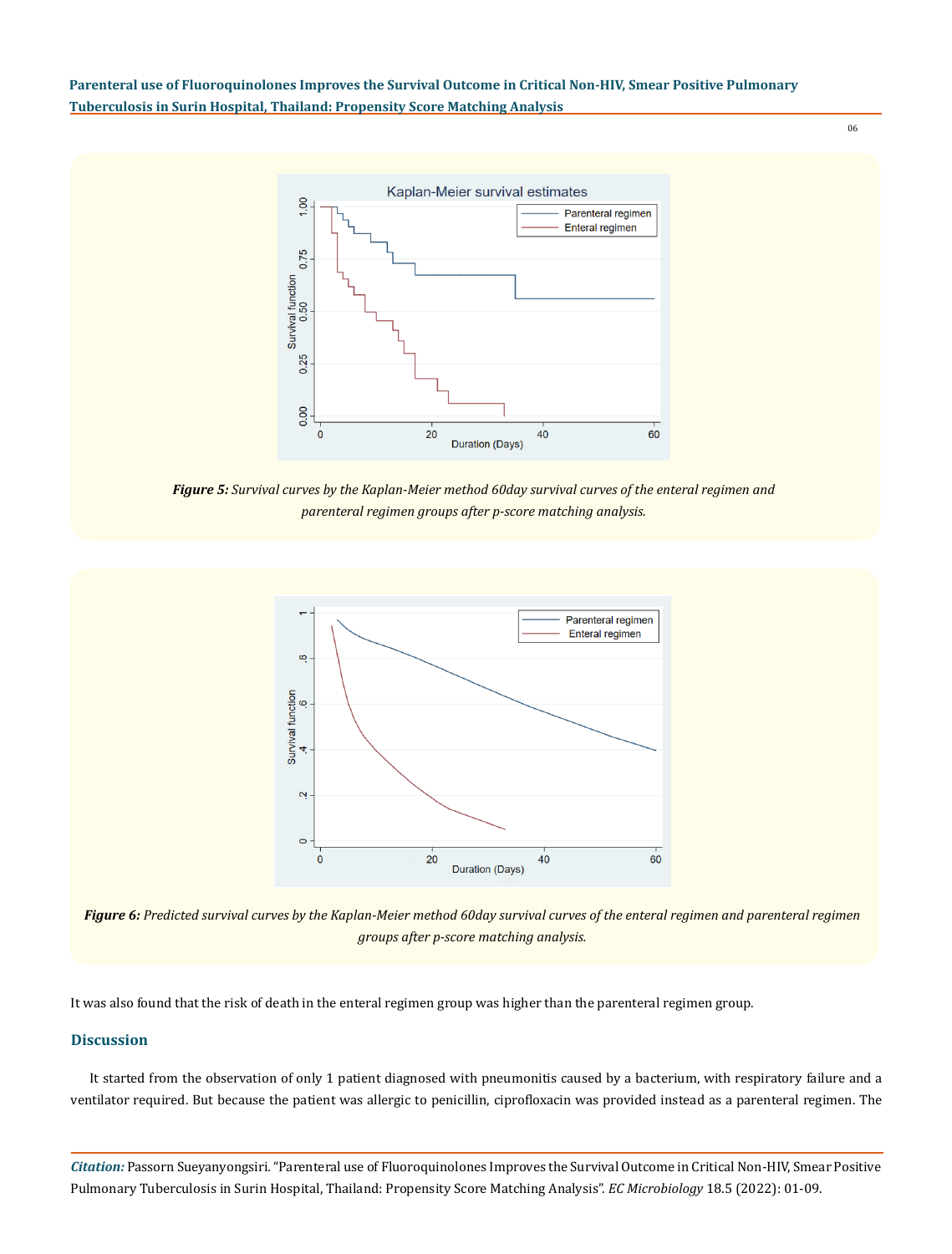*__Figure 5:__ Survival curves by the Kaplan-Meier method 60day survival curves of the enteral regimen and parenteral regimen groups after p-score matching analysis.*

*__Figure 6:__ Predicted survival curves by the Kaplan-Meier method 60day survival curves of the enteral regimen and parenteral regimen groups after p-score matching analysis.*

It was also found that the risk of death in the enteral regimen group was higher than the parenteral regimen group.

## Discussion

It started from the observation of only 1 patient diagnosed with pneumonitis caused by a bacterium, with respiratory failure and a ventilator required. But because the patient was allergic to penicillin, ciprofloxacin was provided instead as a parenteral regimen. The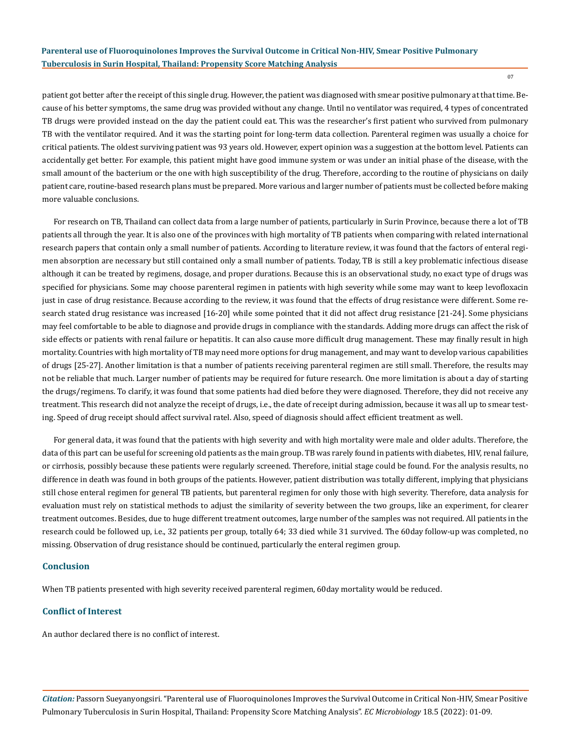patient got better after the receipt of this single drug. However, the patient was diagnosed with smear positive pulmonary at that time. Because of his better symptoms, the same drug was provided without any change. Until no ventilator was required, 4 types of concentrated TB drugs were provided instead on the day the patient could eat. This was the researcher's first patient who survived from pulmonary TB with the ventilator required. And it was the starting point for long-term data collection. Parenteral regimen was usually a choice for critical patients. The oldest surviving patient was 93 years old. However, expert opinion was a suggestion at the bottom level. Patients can accidentally get better. For example, this patient might have good immune system or was under an initial phase of the disease, with the small amount of the bacterium or the one with high susceptibility of the drug. Therefore, according to the routine of physicians on daily patient care, routine-based research plans must be prepared. More various and larger number of patients must be collected before making more valuable conclusions.

For research on TB, Thailand can collect data from a large number of patients, particularly in Surin Province, because there a lot of TB patients all through the year. It is also one of the provinces with high mortality of TB patients when comparing with related international research papers that contain only a small number of patients. According to literature review, it was found that the factors of enteral regimen absorption are necessary but still contained only a small number of patients. Today, TB is still a key problematic infectious disease although it can be treated by regimens, dosage, and proper durations. Because this is an observational study, no exact type of drugs was specified for physicians. Some may choose parenteral regimen in patients with high severity while some may want to keep levofloxacin just in case of drug resistance. Because according to the review, it was found that the effects of drug resistance were different. Some research stated drug resistance was increased [16-20] while some pointed that it did not affect drug resistance [21-24]. Some physicians may feel comfortable to be able to diagnose and provide drugs in compliance with the standards. Adding more drugs can affect the risk of side effects or patients with renal failure or hepatitis. It can also cause more difficult drug management. These may finally result in high mortality. Countries with high mortality of TB may need more options for drug management, and may want to develop various capabilities of drugs [25-27]. Another limitation is that a number of patients receiving parenteral regimen are still small. Therefore, the results may not be reliable that much. Larger number of patients may be required for future research. One more limitation is about a day of starting the drugs/regimens. To clarify, it was found that some patients had died before they were diagnosed. Therefore, they did not receive any treatment. This research did not analyze the receipt of drugs, i.e., the date of receipt during admission, because it was all up to smear testing. Speed of drug receipt should affect survival ratel. Also, speed of diagnosis should affect efficient treatment as well.

For general data, it was found that the patients with high severity and with high mortality were male and older adults. Therefore, the data of this part can be useful for screening old patients as the main group. TB was rarely found in patients with diabetes, HIV, renal failure, or cirrhosis, possibly because these patients were regularly screened. Therefore, initial stage could be found. For the analysis results, no difference in death was found in both groups of the patients. However, patient distribution was totally different, implying that physicians still chose enteral regimen for general TB patients, but parenteral regimen for only those with high severity. Therefore, data analysis for evaluation must rely on statistical methods to adjust the similarity of severity between the two groups, like an experiment, for clearer treatment outcomes. Besides, due to huge different treatment outcomes, large number of the samples was not required. All patients in the research could be followed up, i.e., 32 patients per group, totally 64; 33 died while 31 survived. The 60day follow-up was completed, no missing. Observation of drug resistance should be continued, particularly the enteral regimen group.

## Conclusion

When TB patients presented with high severity received parenteral regimen, 60day mortality would be reduced.

## Conflict of Interest

An author declared there is no conflict of interest.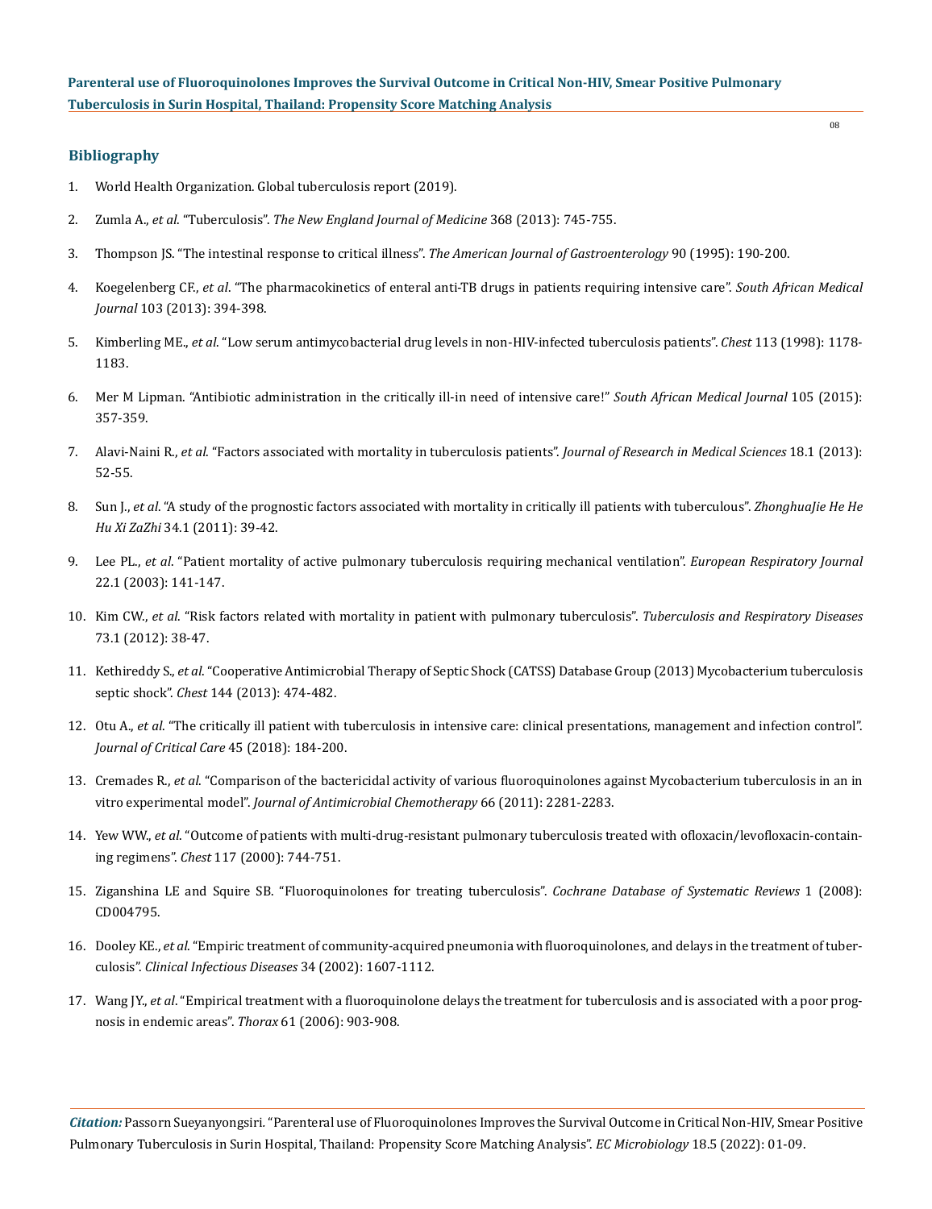## Bibliography

1. World Health Organization. Global tuberculosis report (2019).
2. Zumla A., *et al*. "Tuberculosis". *The New England Journal of Medicine* 368 (2013): 745-755.
3. Thompson JS. "The intestinal response to critical illness". *The American Journal of Gastroenterology* 90 (1995): 190-200.
4. Koegelenberg CF., *et al*. "The pharmacokinetics of enteral anti-TB drugs in patients requiring intensive care". *South African Medical Journal* 103 (2013): 394-398.
5. Kimberling ME., *et al*. "Low serum antimycobacterial drug levels in non-HIV-infected tuberculosis patients". *Chest* 113 (1998): 1178-1183.
6. Mer M Lipman. "Antibiotic administration in the critically ill-in need of intensive care!" *South African Medical Journal* 105 (2015): 357-359.
7. Alavi-Naini R., *et al*. "Factors associated with mortality in tuberculosis patients". *Journal of Research in Medical Sciences* 18.1 (2013): 52-55.
8. Sun J., *et al*. "A study of the prognostic factors associated with mortality in critically ill patients with tuberculous". *ZhonghuaJie He He Hu Xi ZaZhi* 34.1 (2011): 39-42.
9. Lee PL., *et al*. "Patient mortality of active pulmonary tuberculosis requiring mechanical ventilation". *European Respiratory Journal* 22.1 (2003): 141-147.
10. Kim CW., *et al*. "Risk factors related with mortality in patient with pulmonary tuberculosis". *Tuberculosis and Respiratory Diseases* 73.1 (2012): 38-47.
11. Kethireddy S., *et al*. "Cooperative Antimicrobial Therapy of Septic Shock (CATSS) Database Group (2013) Mycobacterium tuberculosis septic shock". *Chest* 144 (2013): 474-482.
12. Otu A., *et al*. "The critically ill patient with tuberculosis in intensive care: clinical presentations, management and infection control". *Journal of Critical Care* 45 (2018): 184-200.
13. Cremades R., *et al*. "Comparison of the bactericidal activity of various fluoroquinolones against Mycobacterium tuberculosis in an in vitro experimental model". *Journal of Antimicrobial Chemotherapy* 66 (2011): 2281-2283.
14. Yew WW., *et al*. "Outcome of patients with multi-drug-resistant pulmonary tuberculosis treated with ofloxacin/levofloxacin-containing regimens". *Chest* 117 (2000): 744-751.
15. Ziganshina LE and Squire SB. "Fluoroquinolones for treating tuberculosis". *Cochrane Database of Systematic Reviews* 1 (2008): CD004795.
16. Dooley KE., *et al*. "Empiric treatment of community-acquired pneumonia with fluoroquinolones, and delays in the treatment of tuberculosis". *Clinical Infectious Diseases* 34 (2002): 1607-1112.
17. Wang JY., *et al*. "Empirical treatment with a fluoroquinolone delays the treatment for tuberculosis and is associated with a poor prognosis in endemic areas". *Thorax* 61 (2006): 903-908.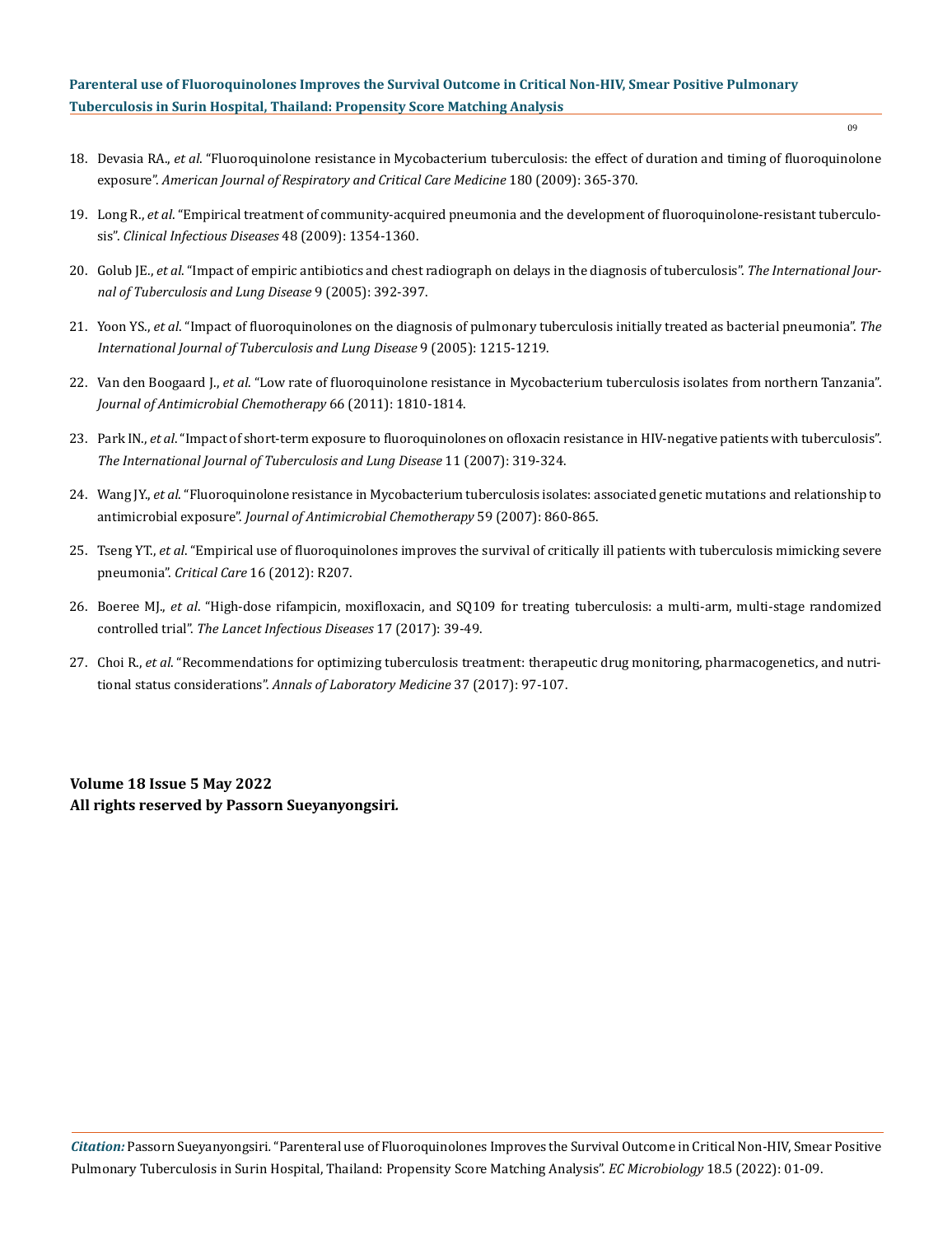18. Devasia RA., *et al*. "Fluoroquinolone resistance in Mycobacterium tuberculosis: the effect of duration and timing of fluoroquinolone exposure". *American Journal of Respiratory and Critical Care Medicine* 180 (2009): 365-370.
19. Long R., *et al*. "Empirical treatment of community-acquired pneumonia and the development of fluoroquinolone-resistant tuberculosis". *Clinical Infectious Diseases* 48 (2009): 1354-1360.
20. Golub JE., *et al*. "Impact of empiric antibiotics and chest radiograph on delays in the diagnosis of tuberculosis". *The International Journal of Tuberculosis and Lung Disease* 9 (2005): 392-397.
21. Yoon YS., *et al*. "Impact of fluoroquinolones on the diagnosis of pulmonary tuberculosis initially treated as bacterial pneumonia". *The International Journal of Tuberculosis and Lung Disease* 9 (2005): 1215-1219.
22. Van den Boogaard J., *et al*. "Low rate of fluoroquinolone resistance in Mycobacterium tuberculosis isolates from northern Tanzania". *Journal of Antimicrobial Chemotherapy* 66 (2011): 1810-1814.
23. Park IN., *et al*. "Impact of short-term exposure to fluoroquinolones on ofloxacin resistance in HIV-negative patients with tuberculosis". *The International Journal of Tuberculosis and Lung Disease* 11 (2007): 319-324.
24. Wang JY., *et al*. "Fluoroquinolone resistance in Mycobacterium tuberculosis isolates: associated genetic mutations and relationship to antimicrobial exposure". *Journal of Antimicrobial Chemotherapy* 59 (2007): 860-865.
25. Tseng YT., *et al*. "Empirical use of fluoroquinolones improves the survival of critically ill patients with tuberculosis mimicking severe pneumonia". *Critical Care* 16 (2012): R207.
26. Boeree MJ., *et al*. "High-dose rifampicin, moxifloxacin, and SQ109 for treating tuberculosis: a multi-arm, multi-stage randomized controlled trial". *The Lancet Infectious Diseases* 17 (2017): 39-49.
27. Choi R., *et al*. "Recommendations for optimizing tuberculosis treatment: therapeutic drug monitoring, pharmacogenetics, and nutritional status considerations". *Annals of Laboratory Medicine* 37 (2017): 97-107.

**Volume 18 Issue 5 May 2022**
**All rights reserved by Passorn Sueyanyongsiri.**